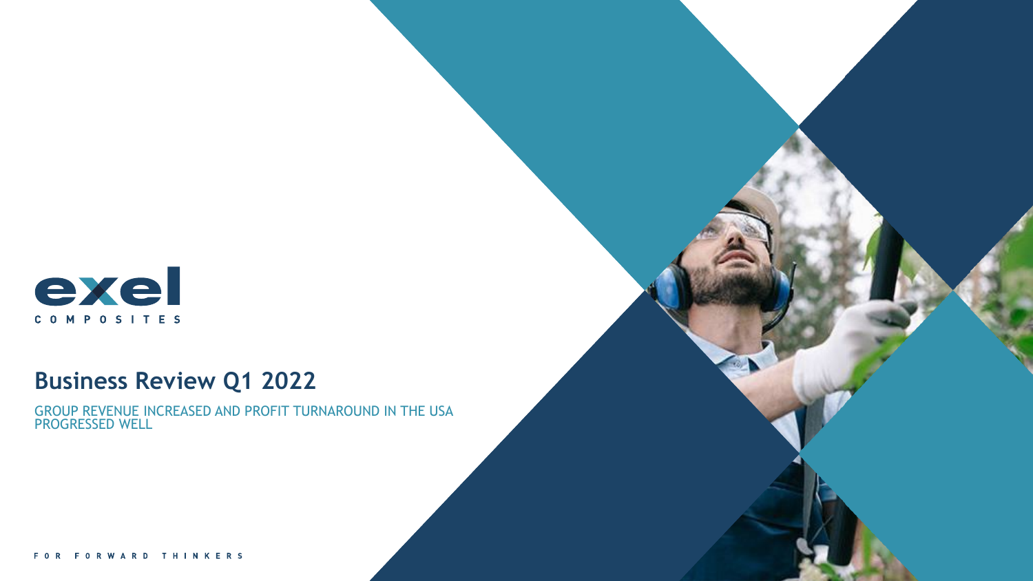exel COMPOSITES

# Business Review Q1 2022

GROUP REVENUE INCREASED AND PROFIT TURNAROUND IN THE USA PROGRESSED WELL

FOR FORWARD THINKERS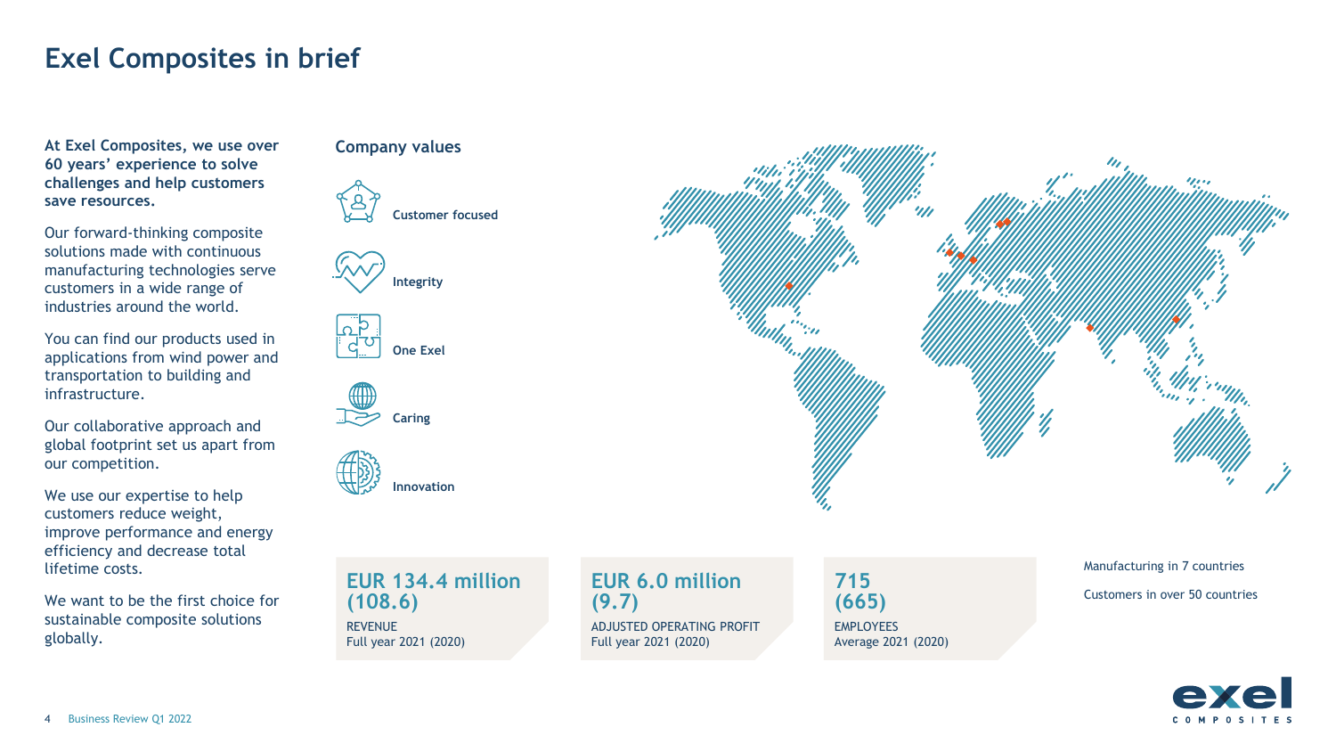# Exel Composites in brief

**At Exel Composites, we use over 60 years' experience to solve challenges and help customers save resources.**

Our forward-thinking composite solutions made with continuous manufacturing technologies serve customers in a wide range of industries around the world.

You can find our products used in applications from wind power and transportation to building and infrastructure.

Our collaborative approach and global footprint set us apart from our competition.

We use our expertise to help customers reduce weight, improve performance and energy efficiency and decrease total lifetime costs.

We want to be the first choice for sustainable composite solutions globally.

## Company values

- **Customer focused**
- **Integrity**
- **One Exel**
- **Caring**
- **Innovation**

**EUR 134.4 million (108.6)**
REVENUE
Full year 2021 (2020)

**EUR 6.0 million (9.7)**
ADJUSTED OPERATING PROFIT
Full year 2021 (2020)

**715 (665)**
EMPLOYEES
Average 2021 (2020)

Manufacturing in 7 countries

Customers in over 50 countries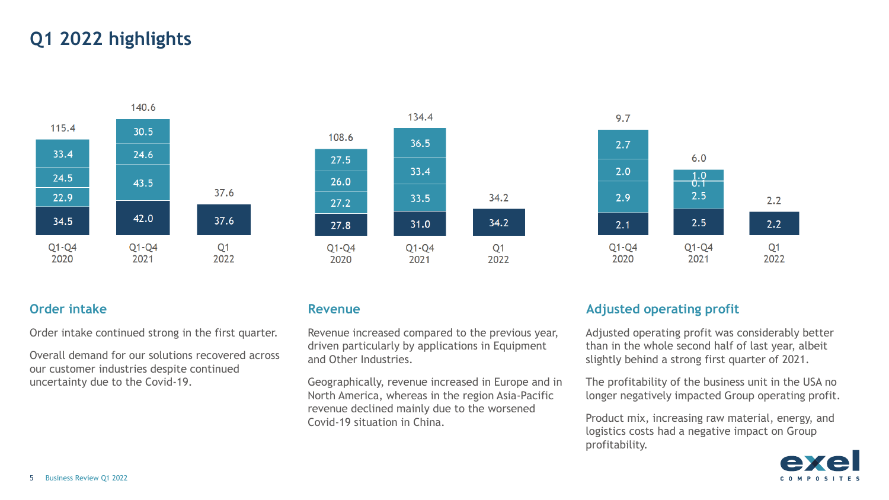# Q1 2022 highlights

| Order intake | Q1-Q4 2020 | Q1-Q4 2021 | Q1 2022 |
|---|---|---|---|
| Total | 115.4 | 140.6 | 37.6 |
| Q4 | 33.4 | 30.5 | |
| Q3 | 24.5 | 24.6 | |
| Q2 | 22.9 | 43.5 | |
| Q1 | 34.5 | 42.0 | 37.6 |

| Revenue | Q1-Q4 2020 | Q1-Q4 2021 | Q1 2022 |
|---|---|---|---|
| Total | 108.6 | 134.4 | 34.2 |
| Q4 | 27.5 | 36.5 | |
| Q3 | 26.0 | 33.4 | |
| Q2 | 27.2 | 33.5 | |
| Q1 | 27.8 | 31.0 | 34.2 |

| Adjusted operating profit | Q1-Q4 2020 | Q1-Q4 2021 | Q1 2022 |
|---|---|---|---|
| Total | 9.7 | 6.0 | 2.2 |
| Q4 | 2.7 | 1.0 | |
| Q3 | 2.0 | 0.1 | |
| Q2 | 2.9 | 2.5 | |
| Q1 | 2.1 | 2.5 | 2.2 |

## Order intake

Order intake continued strong in the first quarter.

Overall demand for our solutions recovered across our customer industries despite continued uncertainty due to the Covid-19.

## Revenue

Revenue increased compared to the previous year, driven particularly by applications in Equipment and Other Industries.

Geographically, revenue increased in Europe and in North America, whereas in the region Asia-Pacific revenue declined mainly due to the worsened Covid-19 situation in China.

## Adjusted operating profit

Adjusted operating profit was considerably better than in the whole second half of last year, albeit slightly behind a strong first quarter of 2021.

The profitability of the business unit in the USA no longer negatively impacted Group operating profit.

Product mix, increasing raw material, energy, and logistics costs had a negative impact on Group profitability.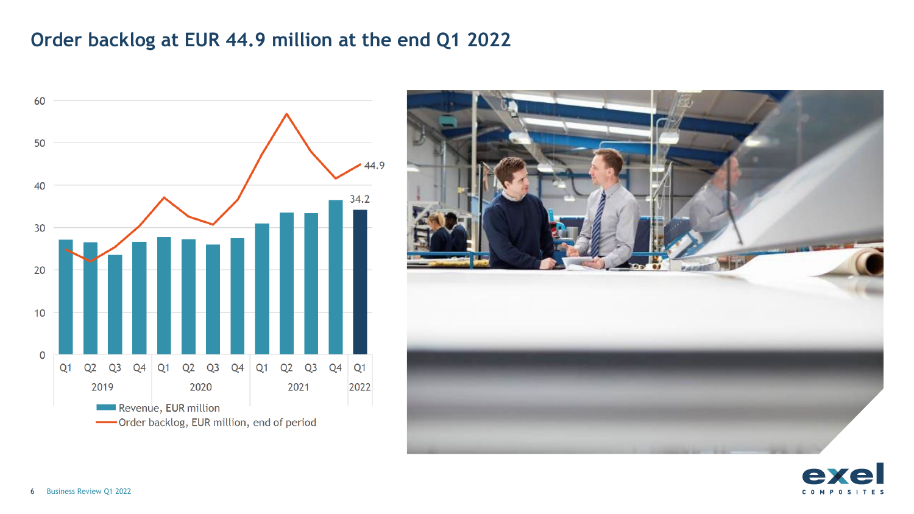# Order backlog at EUR 44.9 million at the end Q1 2022

60
50
40
30
20
10
0

Q1 Q2 Q3 Q4 Q1 Q2 Q3 Q4 Q1 Q2 Q3 Q4 Q1
2019 2020 2021 2022

44.9
34.2

Revenue, EUR million
Order backlog, EUR million, end of period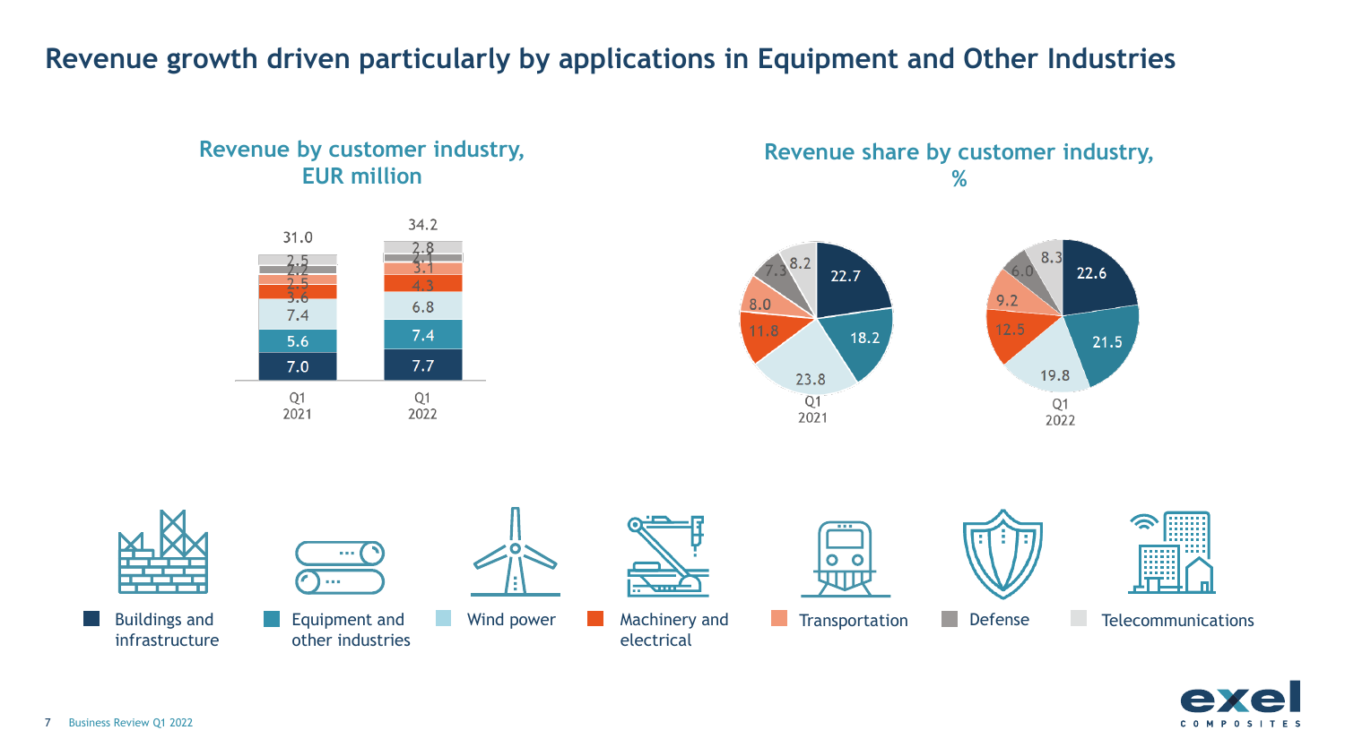# Revenue growth driven particularly by applications in Equipment and Other Industries

## Revenue by customer industry, EUR million

| Customer industry | Q1 2021 | Q1 2022 |
|---|---|---|
| Buildings and infrastructure | 7.0 | 7.7 |
| Equipment and other industries | 5.6 | 7.4 |
| Wind power | 7.4 | 6.8 |
| Machinery and electrical | 3.6 | 4.3 |
| Transportation | 2.5 | 3.1 |
| Defense | 2.2 | 2.1 |
| Telecommunications | 2.5 | 2.8 |
| **Total** | **31.0** | **34.2** |

## Revenue share by customer industry, %

| Customer industry | Q1 2021 | Q1 2022 |
|---|---|---|
| Buildings and infrastructure | 22.7 | 22.6 |
| Equipment and other industries | 18.2 | 21.5 |
| Wind power | 23.8 | 19.8 |
| Machinery and electrical | 11.8 | 12.5 |
| Transportation | 8.0 | 9.2 |
| Defense | 7.3 | 6.0 |
| Telecommunications | 8.2 | 8.3 |

Buildings and infrastructure | Equipment and other industries | Wind power | Machinery and electrical | Transportation | Defense | Telecommunications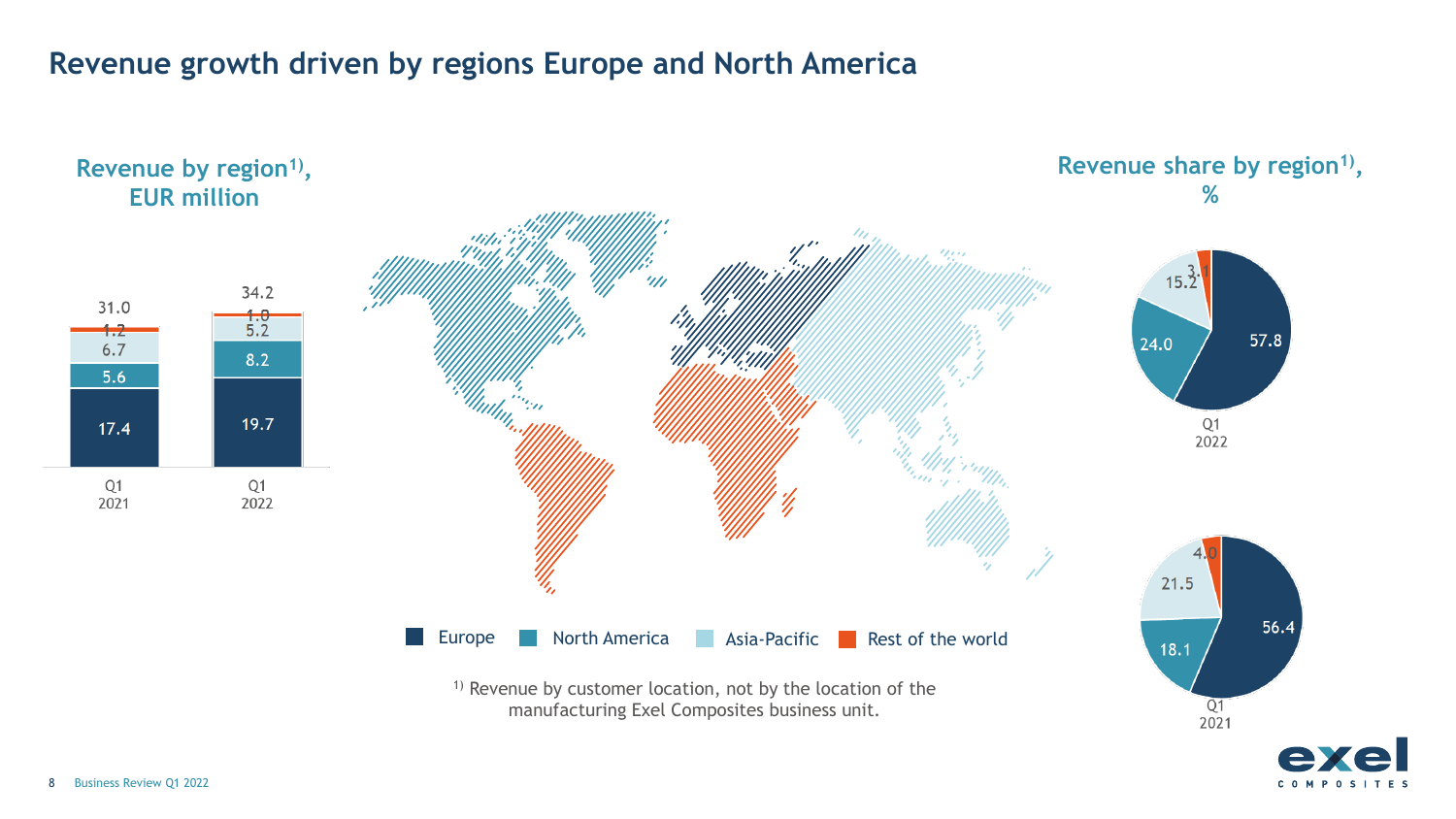# Revenue growth driven by regions Europe and North America

## Revenue by region[1), EUR million

| Region | Q1 2021 | Q1 2022 |
|---|---|---|
| Europe | 17.4 | 19.7 |
| North America | 5.6 | 8.2 |
| Asia-Pacific | 6.7 | 5.2 |
| Rest of the world | 1.2 | 1.0 |
| **Total** | **31.0** | **34.2** |

## Revenue share by region[1), %

| Region | Q1 2022 | Q1 2021 |
|---|---|---|
| Europe | 57.8 | 56.4 |
| North America | 24.0 | 18.1 |
| Asia-Pacific | 15.2 | 21.5 |
| Rest of the world | 3.1 | 4.0 |

Europe | North America | Asia-Pacific | Rest of the world

[1) Revenue by customer location, not by the location of the manufacturing Exel Composites business unit.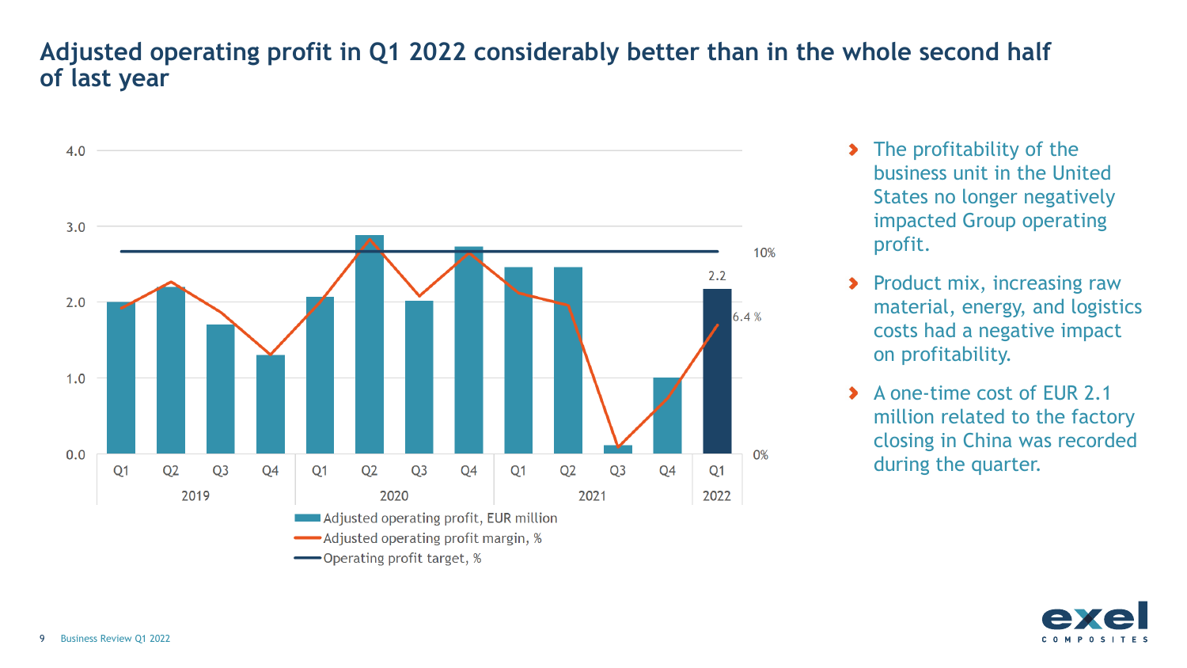# Adjusted operating profit in Q1 2022 considerably better than in the whole second half of last year

- The profitability of the business unit in the United States no longer negatively impacted Group operating profit.
- Product mix, increasing raw material, energy, and logistics costs had a negative impact on profitability.
- A one-time cost of EUR 2.1 million related to the factory closing in China was recorded during the quarter.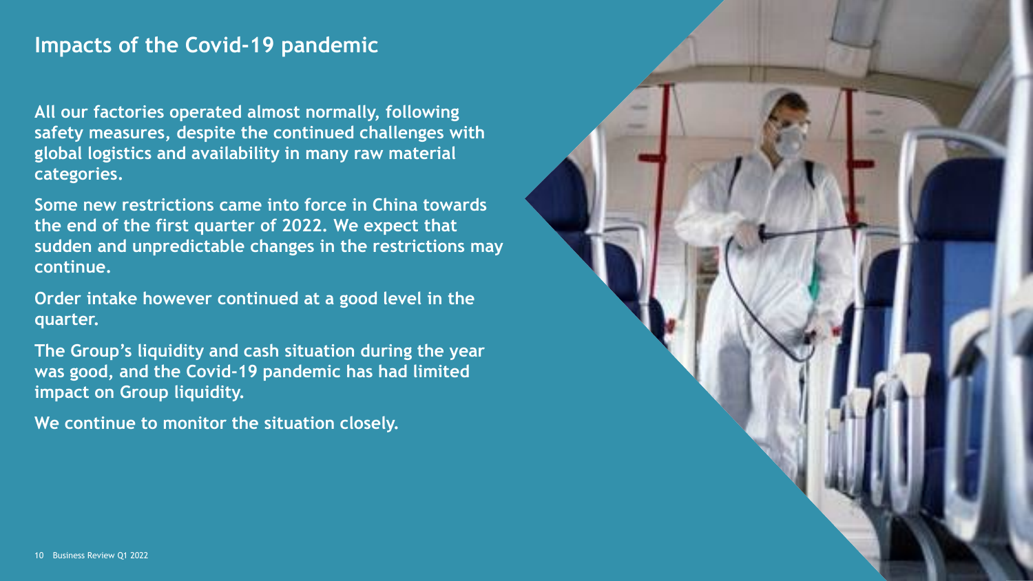## Impacts of the Covid-19 pandemic

**All our factories operated almost normally, following safety measures, despite the continued challenges with global logistics and availability in many raw material categories.**

**Some new restrictions came into force in China towards the end of the first quarter of 2022. We expect that sudden and unpredictable changes in the restrictions may continue.**

**Order intake however continued at a good level in the quarter.**

**The Group's liquidity and cash situation during the year was good, and the Covid-19 pandemic has had limited impact on Group liquidity.**

**We continue to monitor the situation closely.**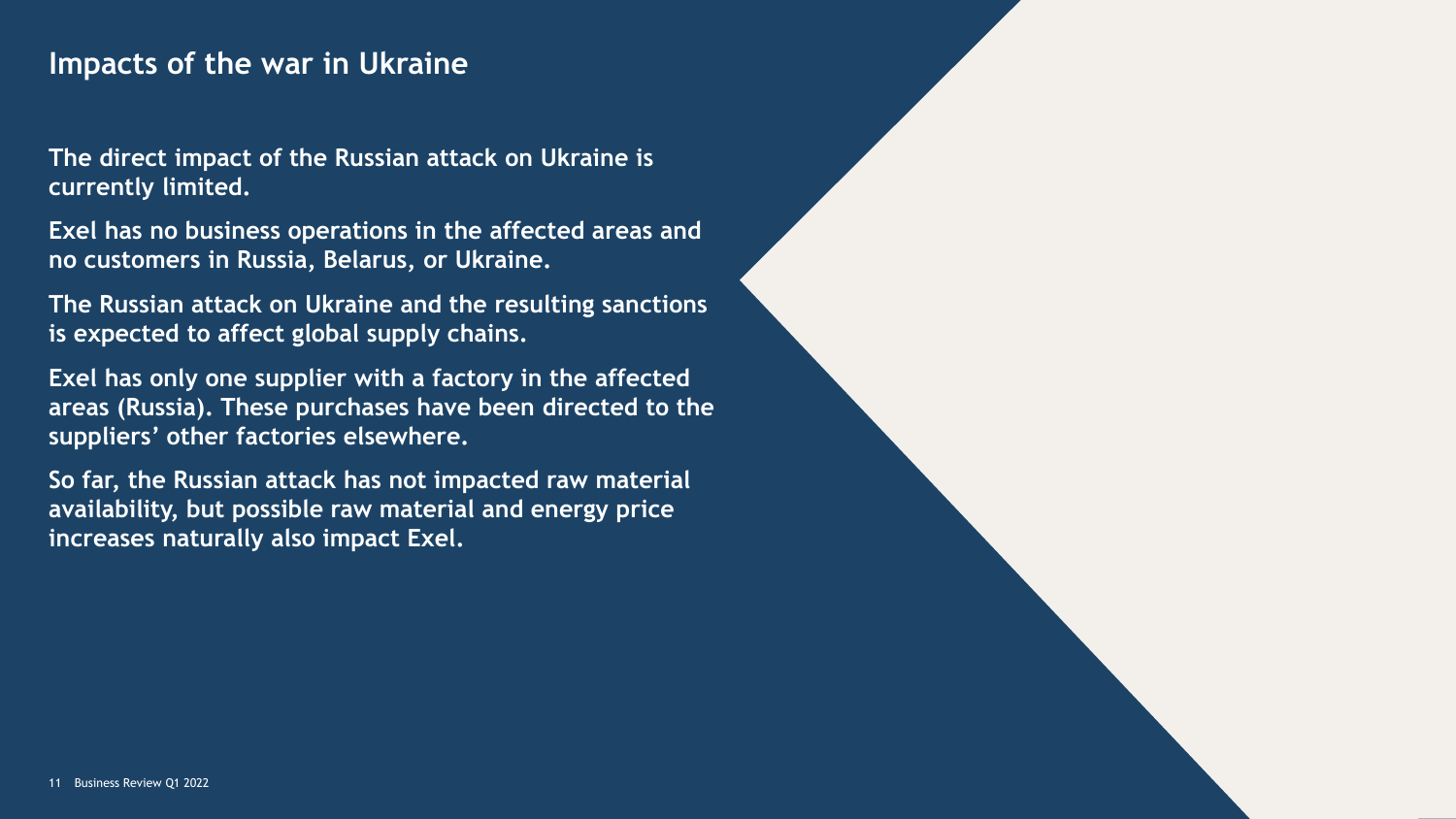# Impacts of the war in Ukraine

**The direct impact of the Russian attack on Ukraine is currently limited.**

**Exel has no business operations in the affected areas and no customers in Russia, Belarus, or Ukraine.**

**The Russian attack on Ukraine and the resulting sanctions is expected to affect global supply chains.**

**Exel has only one supplier with a factory in the affected areas (Russia). These purchases have been directed to the suppliers' other factories elsewhere.**

**So far, the Russian attack has not impacted raw material availability, but possible raw material and energy price increases naturally also impact Exel.**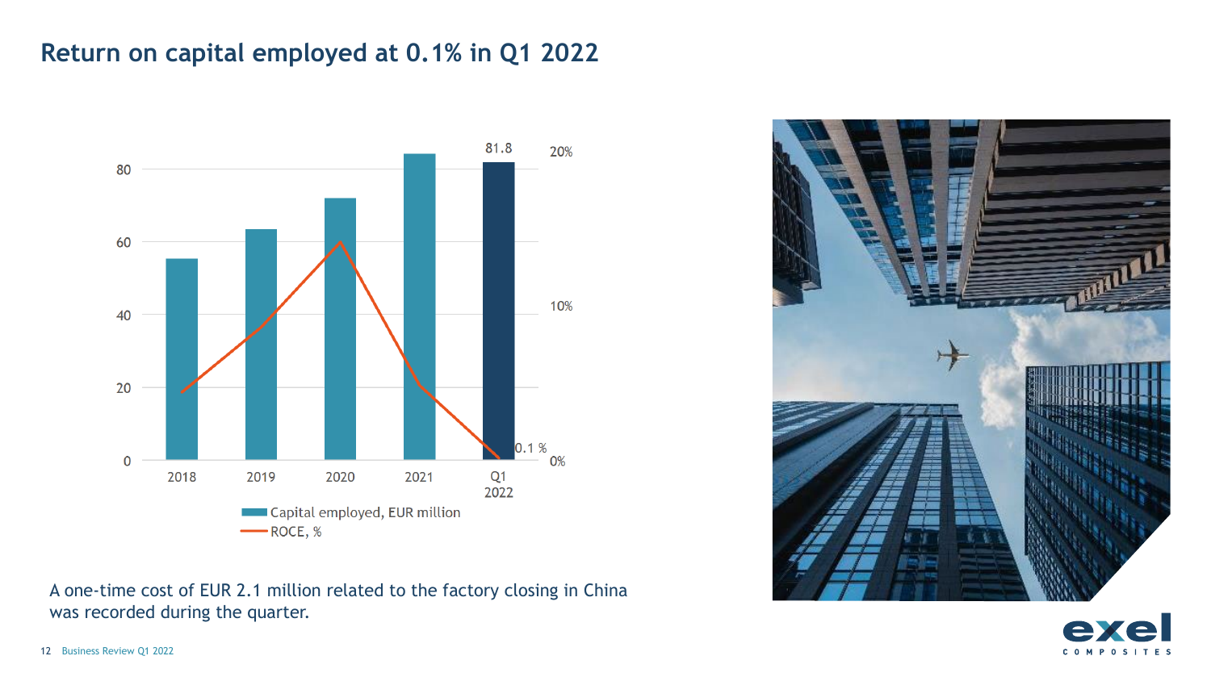# Return on capital employed at 0.1% in Q1 2022

81.8

0.1 %

Capital employed, EUR million

ROCE, %

A one-time cost of EUR 2.1 million related to the factory closing in China was recorded during the quarter.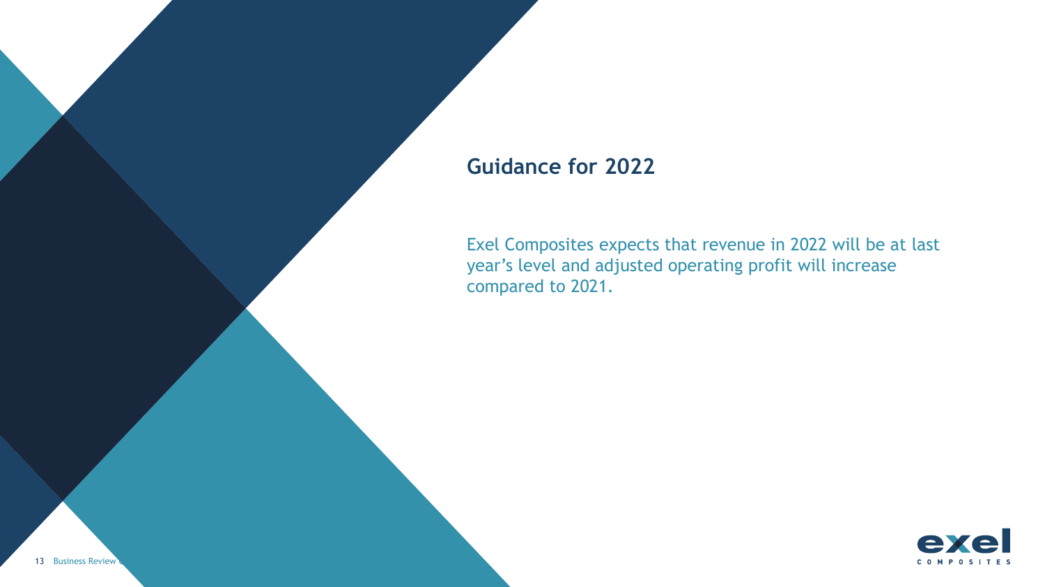## Guidance for 2022

Exel Composites expects that revenue in 2022 will be at last year's level and adjusted operating profit will increase compared to 2021.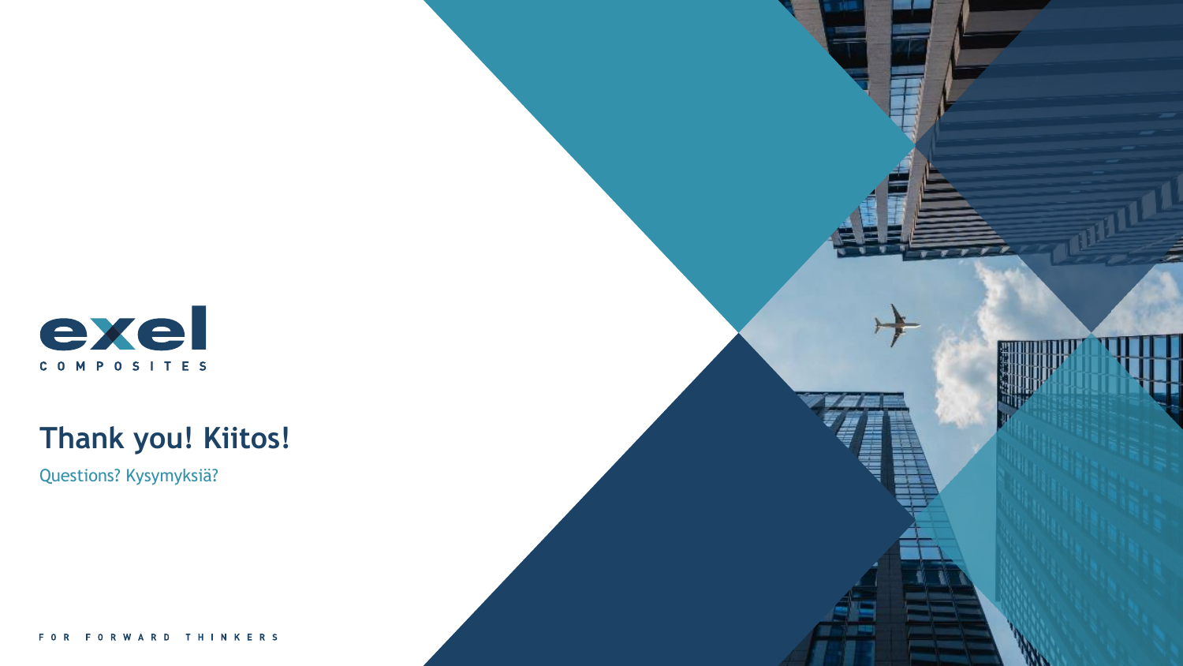exel
COMPOSITES

## Thank you! Kiitos!

Questions? Kysymyksiä?

FOR FORWARD THINKERS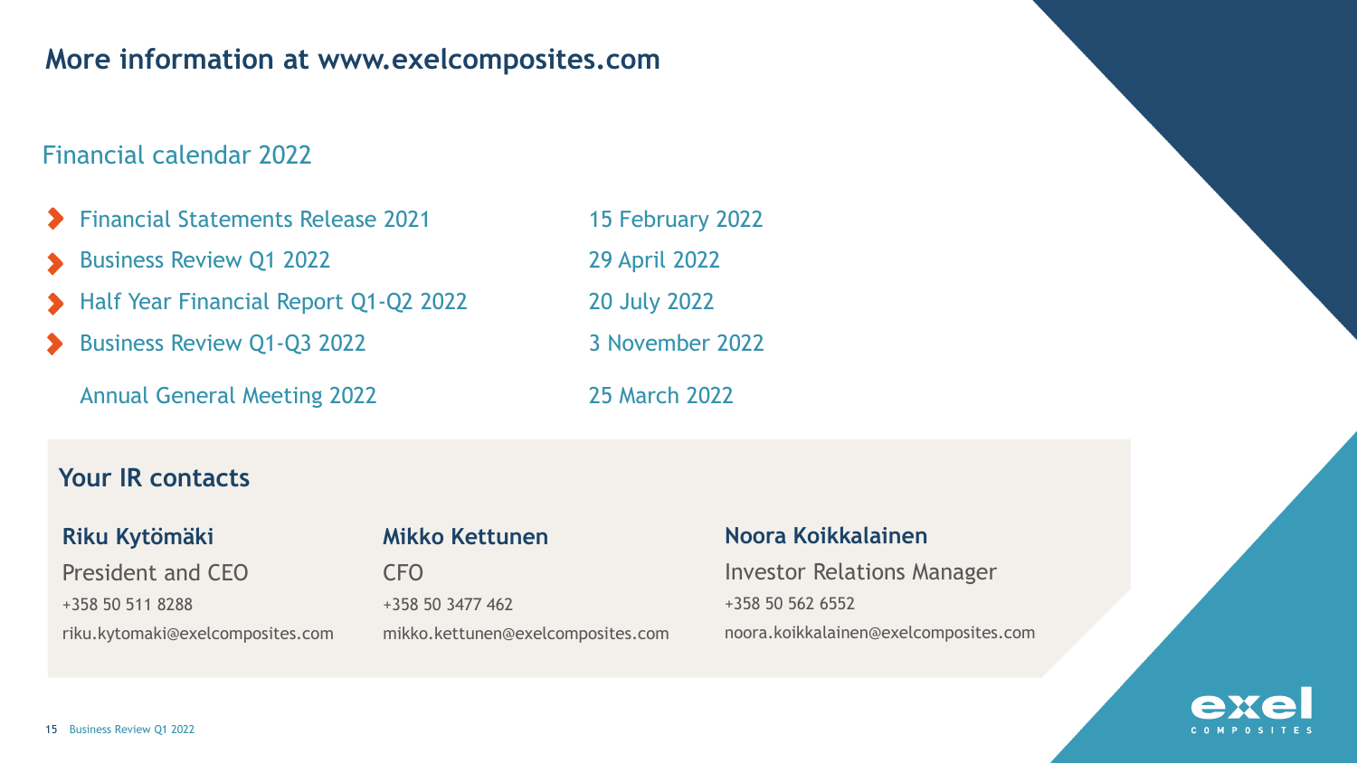# More information at www.exelcomposites.com

## Financial calendar 2022

| | |
|---|---|
| Financial Statements Release 2021 | 15 February 2022 |
| Business Review Q1 2022 | 29 April 2022 |
| Half Year Financial Report Q1-Q2 2022 | 20 July 2022 |
| Business Review Q1-Q3 2022 | 3 November 2022 |
| Annual General Meeting 2022 | 25 March 2022 |

## Your IR contacts

**Riku Kytömäki**
President and CEO
+358 50 511 8288
riku.kytomaki@exelcomposites.com

**Mikko Kettunen**
CFO
+358 50 3477 462
mikko.kettunen@exelcomposites.com

**Noora Koikkalainen**
Investor Relations Manager
+358 50 562 6552
noora.koikkalainen@exelcomposites.com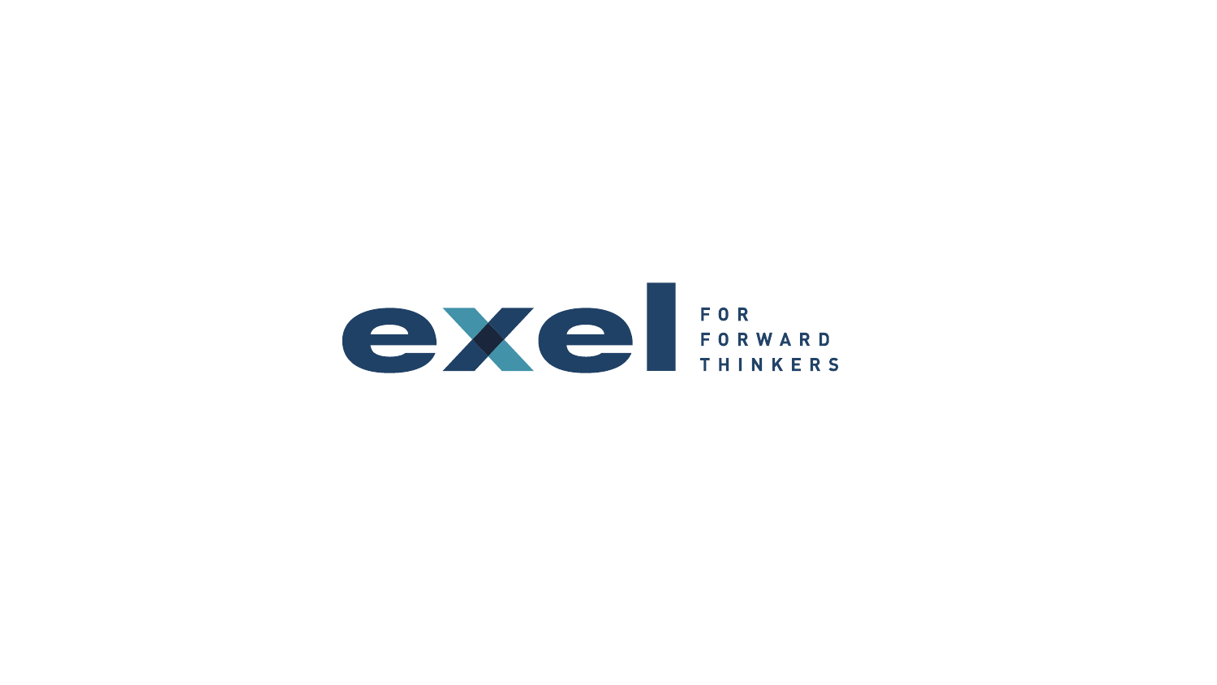exel

FOR
FORWARD
THINKERS